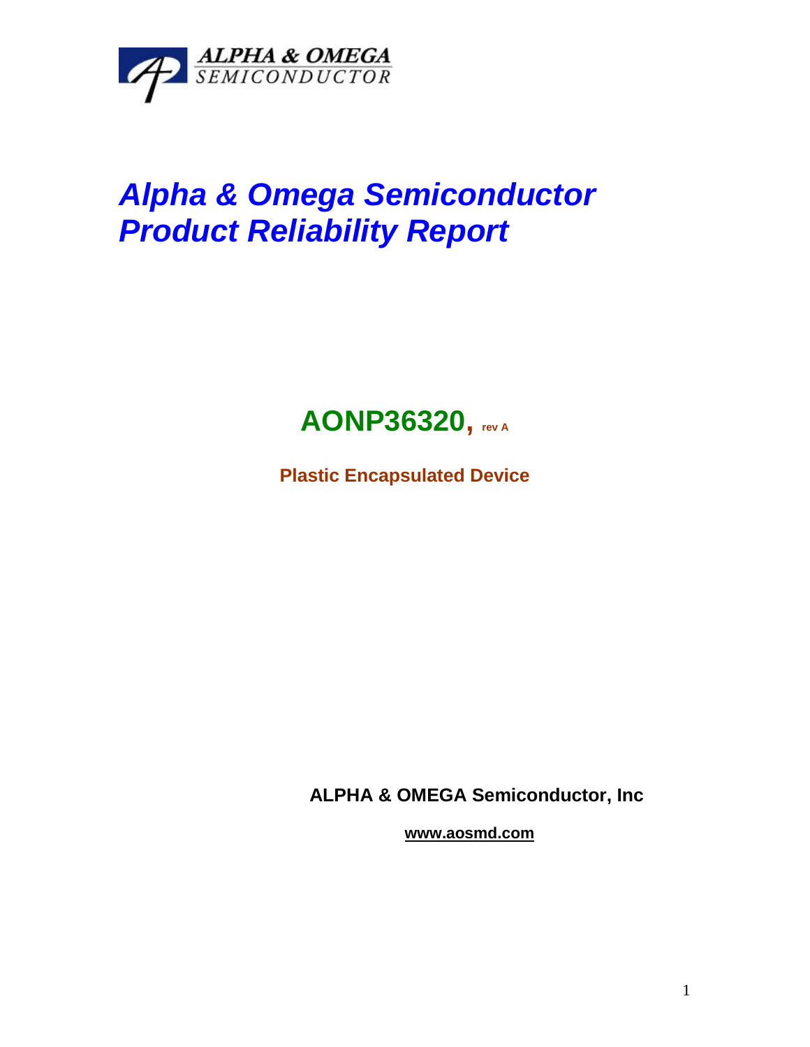ALPHA & OMEGA
SEMICONDUCTOR

# *Alpha & Omega Semiconductor Product Reliability Report*

## AONP36320, rev A

**Plastic Encapsulated Device**

**ALPHA & OMEGA Semiconductor, Inc**

**www.aosmd.com**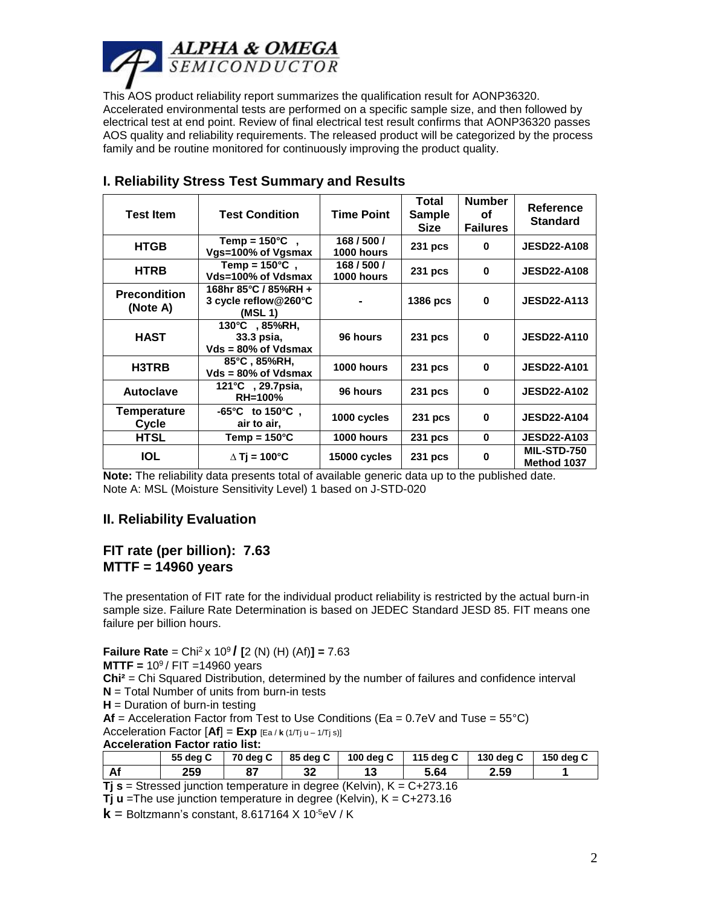This AOS product reliability report summarizes the qualification result for AONP36320. Accelerated environmental tests are performed on a specific sample size, and then followed by electrical test at end point. Review of final electrical test result confirms that AONP36320 passes AOS quality and reliability requirements. The released product will be categorized by the process family and be routine monitored for continuously improving the product quality.

## I. Reliability Stress Test Summary and Results

| Test Item | Test Condition | Time Point | Total Sample Size | Number of Failures | Reference Standard |
|---|---|---|---|---|---|
| HTGB | Temp = 150°C , Vgs=100% of Vgsmax | 168 / 500 / 1000 hours | 231 pcs | 0 | JESD22-A108 |
| HTRB | Temp = 150°C , Vds=100% of Vdsmax | 168 / 500 / 1000 hours | 231 pcs | 0 | JESD22-A108 |
| Precondition (Note A) | 168hr 85°C / 85%RH + 3 cycle reflow@260°C (MSL 1) | - | 1386 pcs | 0 | JESD22-A113 |
| HAST | 130°C , 85%RH, 33.3 psia, Vds = 80% of Vdsmax | 96 hours | 231 pcs | 0 | JESD22-A110 |
| H3TRB | 85°C , 85%RH, Vds = 80% of Vdsmax | 1000 hours | 231 pcs | 0 | JESD22-A101 |
| Autoclave | 121°C , 29.7psia, RH=100% | 96 hours | 231 pcs | 0 | JESD22-A102 |
| Temperature Cycle | -65°C to 150°C , air to air, | 1000 cycles | 231 pcs | 0 | JESD22-A104 |
| HTSL | Temp = 150°C | 1000 hours | 231 pcs | 0 | JESD22-A103 |
| IOL | $\Delta$ Tj = 100°C | 15000 cycles | 231 pcs | 0 | MIL-STD-750 Method 1037 |

**Note:** The reliability data presents total of available generic data up to the published date.
Note A: MSL (Moisture Sensitivity Level) 1 based on J-STD-020

## II. Reliability Evaluation

### FIT rate (per billion): 7.63
### MTTF = 14960 years

The presentation of FIT rate for the individual product reliability is restricted by the actual burn-in sample size. Failure Rate Determination is based on JEDEC Standard JESD 85. FIT means one failure per billion hours.

**Failure Rate** = $Chi^2 \times 10^9$ **/ [**2 (N) (H) (Af)**] =** 7.63
**MTTF =** $10^9$ / FIT =14960 years
**Chi²** = Chi Squared Distribution, determined by the number of failures and confidence interval
**N** = Total Number of units from burn-in tests
**H** = Duration of burn-in testing
**Af** = Acceleration Factor from Test to Use Conditions (Ea = 0.7eV and Tuse = 55°C)
Acceleration Factor [**Af**] = **Exp** [Ea / **k** (1/Tj u – 1/Tj s)]
**Acceleration Factor ratio list:**

| | 55 deg C | 70 deg C | 85 deg C | 100 deg C | 115 deg C | 130 deg C | 150 deg C |
|---|---|---|---|---|---|---|---|
| Af | 259 | 87 | 32 | 13 | 5.64 | 2.59 | 1 |

**Tj s** = Stressed junction temperature in degree (Kelvin), K = C+273.16
**Tj u** =The use junction temperature in degree (Kelvin), K = C+273.16
**k** = Boltzmann's constant, 8.617164 X $10^{-5}$eV / K